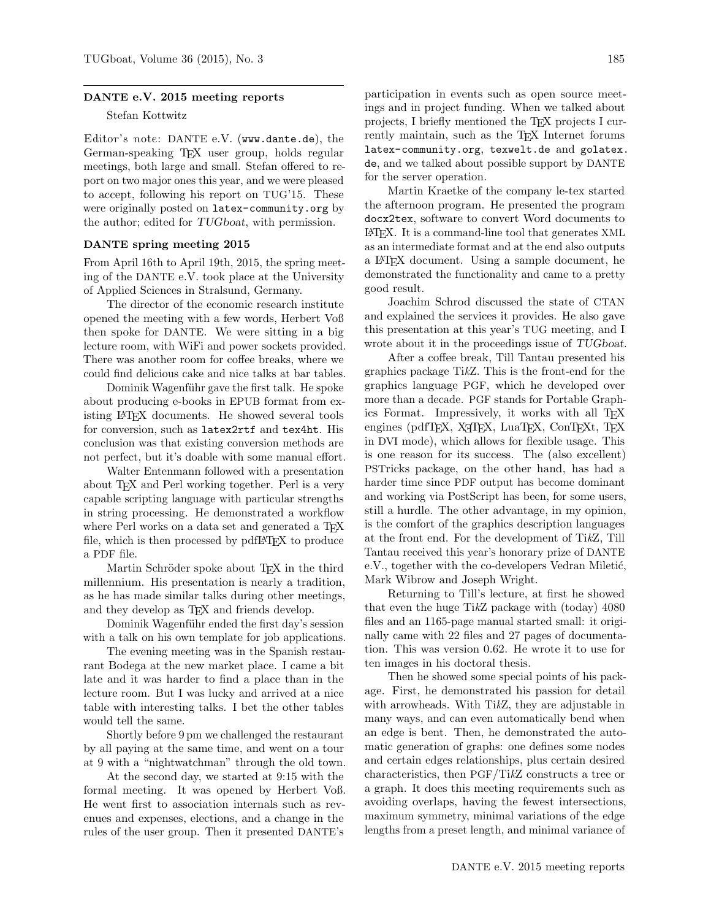## DANTE e.V. 2015 meeting reports

Stefan Kottwitz

*Editor's note*: DANTE e.V. (`www.dante.de`), the German-speaking TeX user group, holds regular meetings, both large and small. Stefan offered to report on two major ones this year, and we were pleased to accept, following his report on TUG'15. These were originally posted on `latex-community.org` by the author; edited for *TUGboat*, with permission.

### DANTE spring meeting 2015

From April 16th to April 19th, 2015, the spring meeting of the DANTE e.V. took place at the University of Applied Sciences in Stralsund, Germany.

The director of the economic research institute opened the meeting with a few words, Herbert Voß then spoke for DANTE. We were sitting in a big lecture room, with WiFi and power sockets provided. There was another room for coffee breaks, where we could find delicious cake and nice talks at bar tables.

Dominik Wagenführ gave the first talk. He spoke about producing e-books in EPUB format from existing LaTeX documents. He showed several tools for conversion, such as `latex2rtf` and `tex4ht`. His conclusion was that existing conversion methods are not perfect, but it's doable with some manual effort.

Walter Entenmann followed with a presentation about TeX and Perl working together. Perl is a very capable scripting language with particular strengths in string processing. He demonstrated a workflow where Perl works on a data set and generated a TeX file, which is then processed by pdfLaTeX to produce a PDF file.

Martin Schröder spoke about TeX in the third millennium. His presentation is nearly a tradition, as he has made similar talks during other meetings, and they develop as TeX and friends develop.

Dominik Wagenführ ended the first day's session with a talk on his own template for job applications.

The evening meeting was in the Spanish restaurant Bodega at the new market place. I came a bit late and it was harder to find a place than in the lecture room. But I was lucky and arrived at a nice table with interesting talks. I bet the other tables would tell the same.

Shortly before 9 pm we challenged the restaurant by all paying at the same time, and went on a tour at 9 with a "nightwatchman" through the old town.

At the second day, we started at 9:15 with the formal meeting. It was opened by Herbert Voß. He went first to association internals such as revenues and expenses, elections, and a change in the rules of the user group. Then it presented DANTE's participation in events such as open source meetings and in project funding. When we talked about projects, I briefly mentioned the TeX projects I currently maintain, such as the TeX Internet forums `latex-community.org`, `texwelt.de` and `golatex.de`, and we talked about possible support by DANTE for the server operation.

Martin Kraetke of the company le-tex started the afternoon program. He presented the program `docx2tex`, software to convert Word documents to LaTeX. It is a command-line tool that generates XML as an intermediate format and at the end also outputs a LaTeX document. Using a sample document, he demonstrated the functionality and came to a pretty good result.

Joachim Schrod discussed the state of CTAN and explained the services it provides. He also gave this presentation at this year's TUG meeting, and I wrote about it in the proceedings issue of *TUGboat*.

After a coffee break, Till Tantau presented his graphics package Ti*k*Z. This is the front-end for the graphics language PGF, which he developed over more than a decade. PGF stands for Portable Graphics Format. Impressively, it works with all TeX engines (pdfTeX, XeTeX, LuaTeX, ConTeXt, TeX in DVI mode), which allows for flexible usage. This is one reason for its success. The (also excellent) PSTricks package, on the other hand, has had a harder time since PDF output has become dominant and working via PostScript has been, for some users, still a hurdle. The other advantage, in my opinion, is the comfort of the graphics description languages at the front end. For the development of Ti*k*Z, Till Tantau received this year's honorary prize of DANTE e.V., together with the co-developers Vedran Miletić, Mark Wibrow and Joseph Wright.

Returning to Till's lecture, at first he showed that even the huge Ti*k*Z package with (today) 4080 files and an 1165-page manual started small: it originally came with 22 files and 27 pages of documentation. This was version 0.62. He wrote it to use for ten images in his doctoral thesis.

Then he showed some special points of his package. First, he demonstrated his passion for detail with arrowheads. With Ti*k*Z, they are adjustable in many ways, and can even automatically bend when an edge is bent. Then, he demonstrated the automatic generation of graphs: one defines some nodes and certain edges relationships, plus certain desired characteristics, then PGF/Ti*k*Z constructs a tree or a graph. It does this meeting requirements such as avoiding overlaps, having the fewest intersections, maximum symmetry, minimal variations of the edge lengths from a preset length, and minimal variance of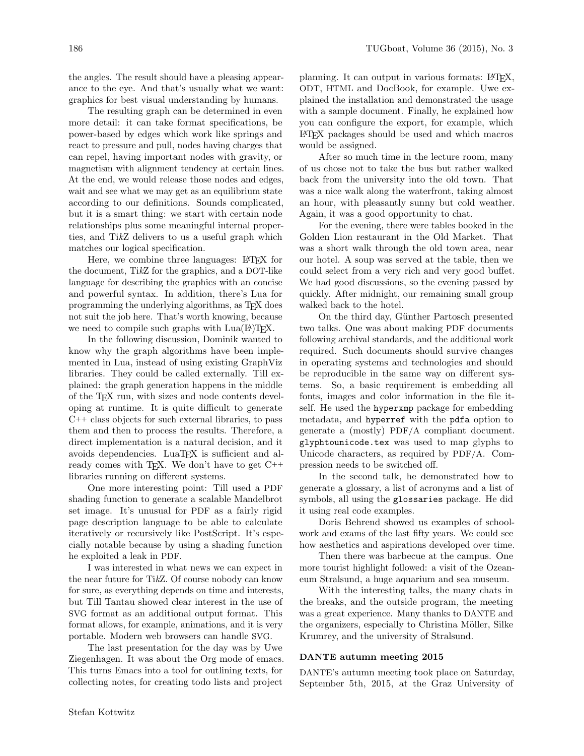the angles. The result should have a pleasing appearance to the eye. And that's usually what we want: graphics for best visual understanding by humans.

The resulting graph can be determined in even more detail: it can take format specifications, be power-based by edges which work like springs and react to pressure and pull, nodes having charges that can repel, having important nodes with gravity, or magnetism with alignment tendency at certain lines. At the end, we would release those nodes and edges, wait and see what we may get as an equilibrium state according to our definitions. Sounds complicated, but it is a smart thing: we start with certain node relationships plus some meaningful internal properties, and Ti*k*Z delivers to us a useful graph which matches our logical specification.

Here, we combine three languages: LaTeX for the document, Ti*k*Z for the graphics, and a DOT-like language for describing the graphics with an concise and powerful syntax. In addition, there's Lua for programming the underlying algorithms, as TeX does not suit the job here. That's worth knowing, because we need to compile such graphs with Lua(LA)TeX.

In the following discussion, Dominik wanted to know why the graph algorithms have been implemented in Lua, instead of using existing GraphViz libraries. They could be called externally. Till explained: the graph generation happens in the middle of the TeX run, with sizes and node contents developing at runtime. It is quite difficult to generate C++ class objects for such external libraries, to pass them and then to process the results. Therefore, a direct implementation is a natural decision, and it avoids dependencies. LuaTeX is sufficient and already comes with TeX. We don't have to get C++ libraries running on different systems.

One more interesting point: Till used a PDF shading function to generate a scalable Mandelbrot set image. It's unusual for PDF as a fairly rigid page description language to be able to calculate iteratively or recursively like PostScript. It's especially notable because by using a shading function he exploited a leak in PDF.

I was interested in what news we can expect in the near future for Ti*k*Z. Of course nobody can know for sure, as everything depends on time and interests, but Till Tantau showed clear interest in the use of SVG format as an additional output format. This format allows, for example, animations, and it is very portable. Modern web browsers can handle SVG.

The last presentation for the day was by Uwe Ziegenhagen. It was about the Org mode of emacs. This turns Emacs into a tool for outlining texts, for collecting notes, for creating todo lists and project planning. It can output in various formats: LaTeX, ODT, HTML and DocBook, for example. Uwe explained the installation and demonstrated the usage with a sample document. Finally, he explained how you can configure the export, for example, which LaTeX packages should be used and which macros would be assigned.

After so much time in the lecture room, many of us chose not to take the bus but rather walked back from the university into the old town. That was a nice walk along the waterfront, taking almost an hour, with pleasantly sunny but cold weather. Again, it was a good opportunity to chat.

For the evening, there were tables booked in the Golden Lion restaurant in the Old Market. That was a short walk through the old town area, near our hotel. A soup was served at the table, then we could select from a very rich and very good buffet. We had good discussions, so the evening passed by quickly. After midnight, our remaining small group walked back to the hotel.

On the third day, Günther Partosch presented two talks. One was about making PDF documents following archival standards, and the additional work required. Such documents should survive changes in operating systems and technologies and should be reproducible in the same way on different systems. So, a basic requirement is embedding all fonts, images and color information in the file itself. He used the `hyperxmp` package for embedding metadata, and `hyperref` with the `pdfa` option to generate a (mostly) PDF/A compliant document. `glyphtounicode.tex` was used to map glyphs to Unicode characters, as required by PDF/A. Compression needs to be switched off.

In the second talk, he demonstrated how to generate a glossary, a list of acronyms and a list of symbols, all using the `glossaries` package. He did it using real code examples.

Doris Behrend showed us examples of schoolwork and exams of the last fifty years. We could see how aesthetics and aspirations developed over time.

Then there was barbecue at the campus. One more tourist highlight followed: a visit of the Ozeaneum Stralsund, a huge aquarium and sea museum.

With the interesting talks, the many chats in the breaks, and the outside program, the meeting was a great experience. Many thanks to DANTE and the organizers, especially to Christina Möller, Silke Krumrey, and the university of Stralsund.

### DANTE autumn meeting 2015

DANTE's autumn meeting took place on Saturday, September 5th, 2015, at the Graz University of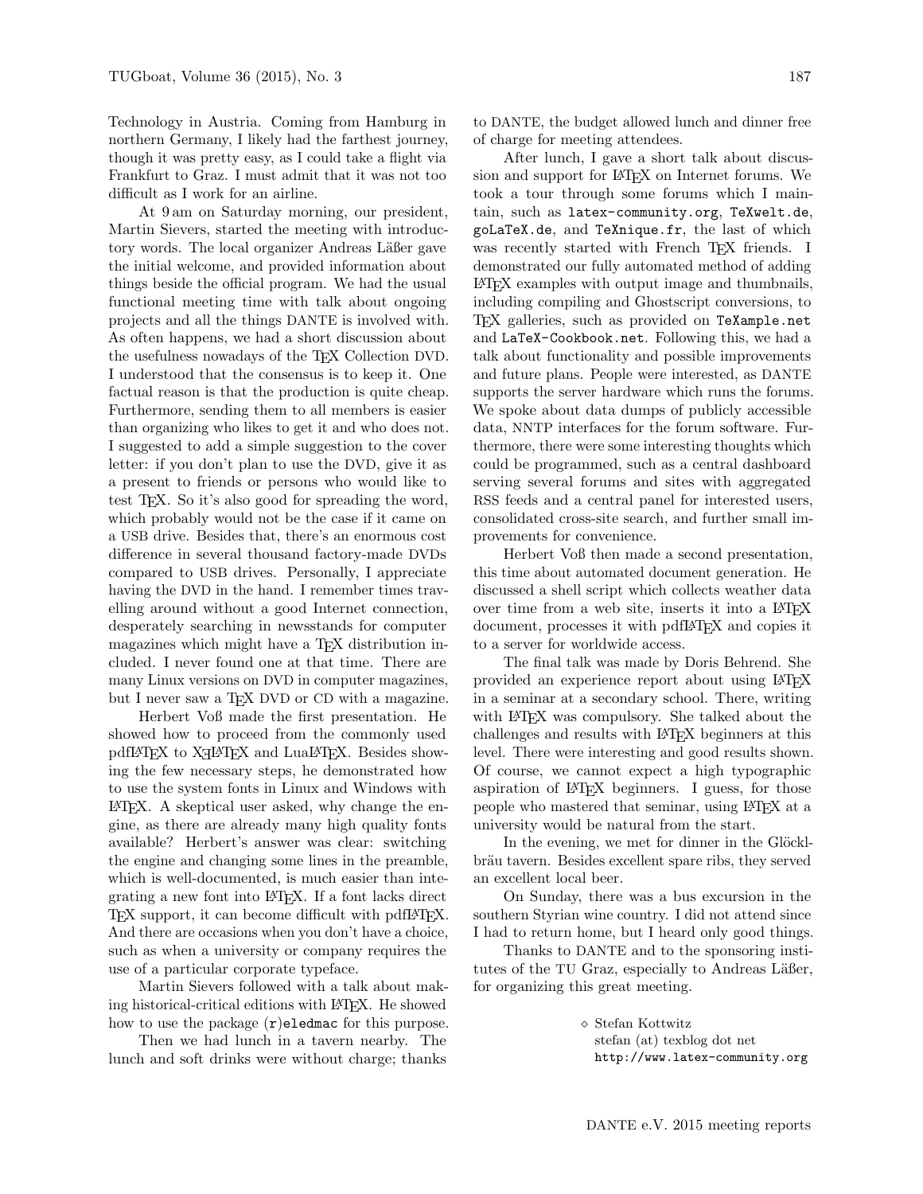Technology in Austria. Coming from Hamburg in northern Germany, I likely had the farthest journey, though it was pretty easy, as I could take a flight via Frankfurt to Graz. I must admit that it was not too difficult as I work for an airline.

At 9 am on Saturday morning, our president, Martin Sievers, started the meeting with introductory words. The local organizer Andreas Läßer gave the initial welcome, and provided information about things beside the official program. We had the usual functional meeting time with talk about ongoing projects and all the things DANTE is involved with. As often happens, we had a short discussion about the usefulness nowadays of the TeX Collection DVD. I understood that the consensus is to keep it. One factual reason is that the production is quite cheap. Furthermore, sending them to all members is easier than organizing who likes to get it and who does not. I suggested to add a simple suggestion to the cover letter: if you don't plan to use the DVD, give it as a present to friends or persons who would like to test TeX. So it's also good for spreading the word, which probably would not be the case if it came on a USB drive. Besides that, there's an enormous cost difference in several thousand factory-made DVDs compared to USB drives. Personally, I appreciate having the DVD in the hand. I remember times travelling around without a good Internet connection, desperately searching in newsstands for computer magazines which might have a TeX distribution included. I never found one at that time. There are many Linux versions on DVD in computer magazines, but I never saw a TeX DVD or CD with a magazine.

Herbert Voß made the first presentation. He showed how to proceed from the commonly used pdfLaTeX to XeLaTeX and LuaLaTeX. Besides showing the few necessary steps, he demonstrated how to use the system fonts in Linux and Windows with LaTeX. A skeptical user asked, why change the engine, as there are already many high quality fonts available? Herbert's answer was clear: switching the engine and changing some lines in the preamble, which is well-documented, is much easier than integrating a new font into LaTeX. If a font lacks direct TeX support, it can become difficult with pdfLaTeX. And there are occasions when you don't have a choice, such as when a university or company requires the use of a particular corporate typeface.

Martin Sievers followed with a talk about making historical-critical editions with LaTeX. He showed how to use the package `(r)eledmac` for this purpose.

Then we had lunch in a tavern nearby. The lunch and soft drinks were without charge; thanks to DANTE, the budget allowed lunch and dinner free of charge for meeting attendees.

After lunch, I gave a short talk about discussion and support for LaTeX on Internet forums. We took a tour through some forums which I maintain, such as `latex-community.org`, `TeXwelt.de`, `goLaTeX.de`, and `TeXnique.fr`, the last of which was recently started with French TeX friends. I demonstrated our fully automated method of adding LaTeX examples with output image and thumbnails, including compiling and Ghostscript conversions, to TeX galleries, such as provided on `TeXample.net` and `LaTeX-Cookbook.net`. Following this, we had a talk about functionality and possible improvements and future plans. People were interested, as DANTE supports the server hardware which runs the forums. We spoke about data dumps of publicly accessible data, NNTP interfaces for the forum software. Furthermore, there were some interesting thoughts which could be programmed, such as a central dashboard serving several forums and sites with aggregated RSS feeds and a central panel for interested users, consolidated cross-site search, and further small improvements for convenience.

Herbert Voß then made a second presentation, this time about automated document generation. He discussed a shell script which collects weather data over time from a web site, inserts it into a LaTeX document, processes it with pdfLaTeX and copies it to a server for worldwide access.

The final talk was made by Doris Behrend. She provided an experience report about using LaTeX in a seminar at a secondary school. There, writing with LaTeX was compulsory. She talked about the challenges and results with LaTeX beginners at this level. There were interesting and good results shown. Of course, we cannot expect a high typographic aspiration of LaTeX beginners. I guess, for those people who mastered that seminar, using LaTeX at a university would be natural from the start.

In the evening, we met for dinner in the Glöcklbräu tavern. Besides excellent spare ribs, they served an excellent local beer.

On Sunday, there was a bus excursion in the southern Styrian wine country. I did not attend since I had to return home, but I heard only good things.

Thanks to DANTE and to the sponsoring institutes of the TU Graz, especially to Andreas Läßer, for organizing this great meeting.

◇ Stefan Kottwitz
stefan (at) texblog dot net
`http://www.latex-community.org`

DANTE e.V. 2015 meeting reports